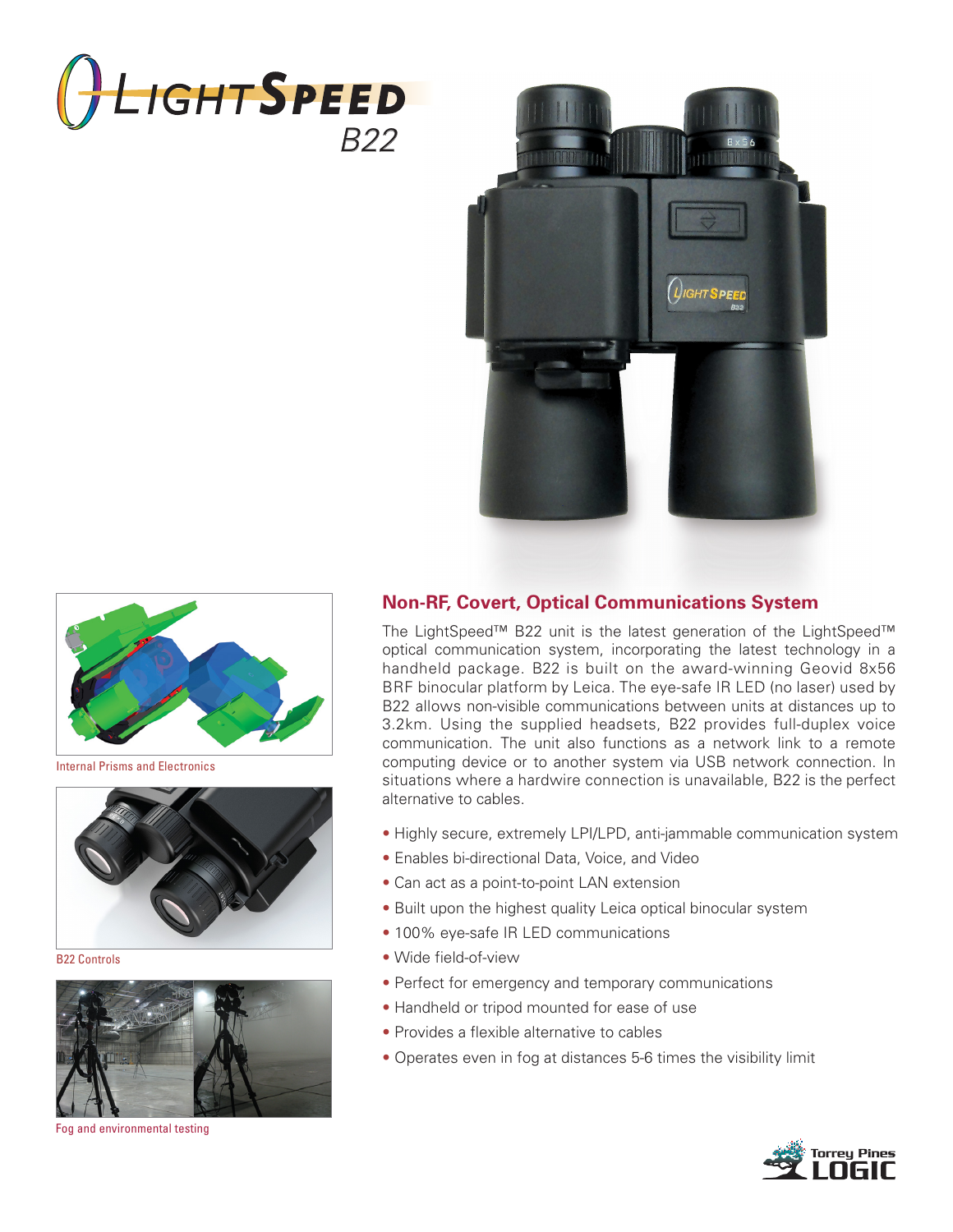# LightSpeed B22

Internal Prisms and Electronics

B22 Controls

Fog and environmental testing

## Non-RF, Covert, Optical Communications System

The LightSpeed™ B22 unit is the latest generation of the LightSpeed™ optical communication system, incorporating the latest technology in a handheld package. B22 is built on the award-winning Geovid 8x56 BRF binocular platform by Leica. The eye-safe IR LED (no laser) used by B22 allows non-visible communications between units at distances up to 3.2km. Using the supplied headsets, B22 provides full-duplex voice communication. The unit also functions as a network link to a remote computing device or to another system via USB network connection. In situations where a hardwire connection is unavailable, B22 is the perfect alternative to cables.

- Highly secure, extremely LPI/LPD, anti-jammable communication system
- Enables bi-directional Data, Voice, and Video
- Can act as a point-to-point LAN extension
- Built upon the highest quality Leica optical binocular system
- 100% eye-safe IR LED communications
- Wide field-of-view
- Perfect for emergency and temporary communications
- Handheld or tripod mounted for ease of use
- Provides a flexible alternative to cables
- Operates even in fog at distances 5-6 times the visibility limit

Torrey Pines LOGIC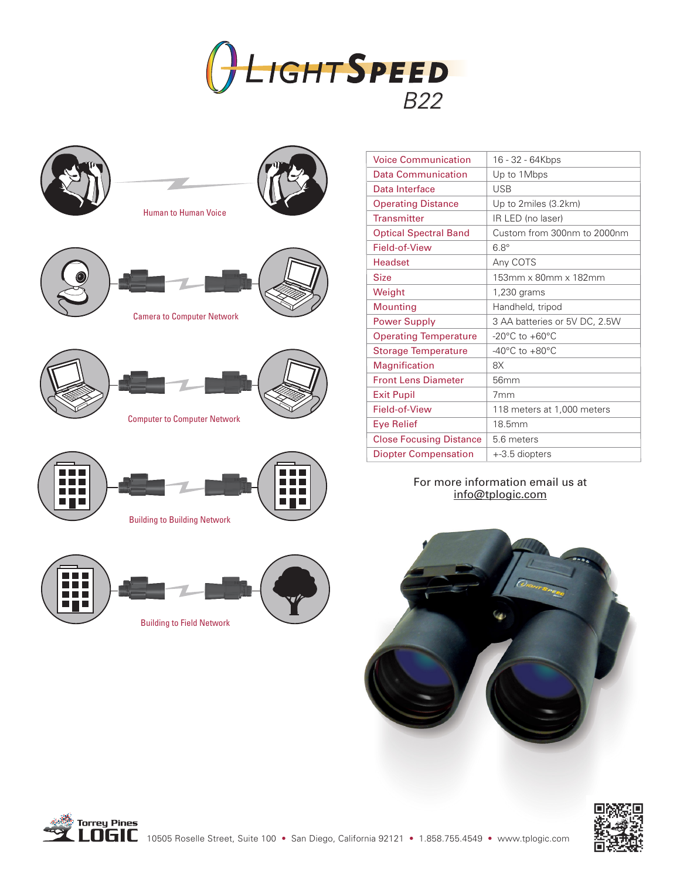# LightSpeed B22

Human to Human Voice

Camera to Computer Network

Computer to Computer Network

Building to Building Network

Building to Field Network

| | |
|---|---|
| Voice Communication | 16 - 32 - 64Kbps |
| Data Communication | Up to 1Mbps |
| Data Interface | USB |
| Operating Distance | Up to 2miles (3.2km) |
| Transmitter | IR LED (no laser) |
| Optical Spectral Band | Custom from 300nm to 2000nm |
| Field-of-View | 6.8° |
| Headset | Any COTS |
| Size | 153mm x 80mm x 182mm |
| Weight | 1,230 grams |
| Mounting | Handheld, tripod |
| Power Supply | 3 AA batteries or 5V DC, 2.5W |
| Operating Temperature | -20°C to +60°C |
| Storage Temperature | -40°C to +80°C |
| Magnification | 8X |
| Front Lens Diameter | 56mm |
| Exit Pupil | 7mm |
| Field-of-View | 118 meters at 1,000 meters |
| Eye Relief | 18.5mm |
| Close Focusing Distance | 5.6 meters |
| Diopter Compensation | +-3.5 diopters |

For more information email us at
info@tplogic.com

Torrey Pines LOGIC 10505 Roselle Street, Suite 100 • San Diego, California 92121 • 1.858.755.4549 • www.tplogic.com